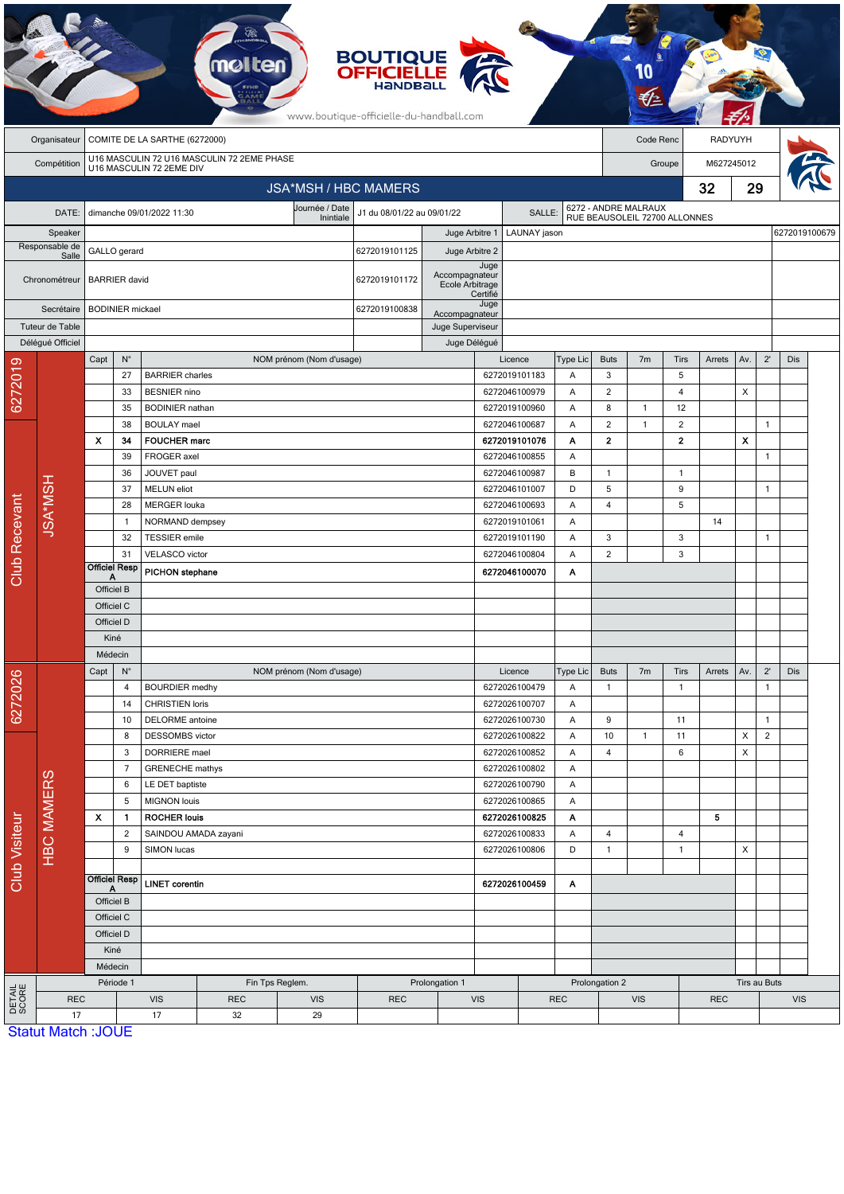BOUTIQUE OFFICIELLE HANDBALL

www.boutique-officielle-du-handball.com

| | | | |
|---|---|---|---|
| Organisateur | COMITE DE LA SARTHE (6272000) | Code Renc | RADYUYH |
| Compétition | U16 MASCULIN 72 U16 MASCULIN 72 2EME PHASE U16 MASCULIN 72 2EME DIV | Groupe | M627245012 |

## JSA*MSH / HBC MAMERS — 32 / 29

| | | | | | |
|---|---|---|---|---|---|
| DATE: | dimanche 09/01/2022 11:30 | Journée / Date Inintiale | J1 du 08/01/22 au 09/01/22 | SALLE: | 6272 - ANDRE MALRAUX RUE BEAUSOLEIL 72700 ALLONNES |

| | | | | | |
|---|---|---|---|---|---|
| Speaker | | | Juge Arbitre 1 | LAUNAY jason | 6272019100679 |
| Responsable de Salle | GALLO gerard | 6272019101125 | Juge Arbitre 2 | | |
| Chronométreur | BARRIER david | 6272019101172 | Juge Accompagnateur Ecole Arbitrage Certifié | | |
| Secrétaire | BODINIER mickael | 6272019100838 | Juge Accompagnateur | | |
| Tuteur de Table | | | Juge Superviseur | | |
| Délégué Officiel | | | Juge Délégué | | |

### Club Recevant — 6272019 — JSA*MSH

| Capt | N° | NOM prénom (Nom d'usage) | Licence | Type Lic | Buts | 7m | Tirs | Arrets | Av. | 2' | Dis |
|---|---|---|---|---|---|---|---|---|---|---|---|
| | 27 | BARRIER charles | 6272019101183 | A | 3 | | 5 | | | | |
| | 33 | BESNIER nino | 6272046100979 | A | 2 | | 4 | | X | | |
| | 35 | BODINIER nathan | 6272019100960 | A | 8 | 1 | 12 | | | | |
| | 38 | BOULAY mael | 6272046100687 | A | 2 | 1 | 2 | | | 1 | |
| **X** | **34** | **FOUCHER marc** | **6272019101076** | **A** | **2** | | **2** | | **X** | | |
| | 39 | FROGER axel | 6272046100855 | A | | | | | | 1 | |
| | 36 | JOUVET paul | 6272046100987 | B | 1 | | 1 | | | | |
| | 37 | MELUN eliot | 6272046101007 | D | 5 | | 9 | | | 1 | |
| | 28 | MERGER louka | 6272046100693 | A | 4 | | 5 | | | | |
| | 1 | NORMAND dempsey | 6272019101061 | A | | | | 14 | | | |
| | 32 | TESSIER emile | 6272019101190 | A | 3 | | 3 | | | 1 | |
| | 31 | VELASCO victor | 6272046100804 | A | 2 | | 3 | | | | |
| Officiel Resp A | | **PICHON stephane** | **6272046100070** | **A** | | | | | | | |
| Officiel B | | | | | | | | | | | |
| Officiel C | | | | | | | | | | | |
| Officiel D | | | | | | | | | | | |
| Kiné | | | | | | | | | | | |
| Médecin | | | | | | | | | | | |

### Club Visiteur — 6272026 — HBC MAMERS

| Capt | N° | NOM prénom (Nom d'usage) | Licence | Type Lic | Buts | 7m | Tirs | Arrets | Av. | 2' | Dis |
|---|---|---|---|---|---|---|---|---|---|---|---|
| | 4 | BOURDIER medhy | 6272026100479 | A | 1 | | 1 | | | 1 | |
| | 14 | CHRISTIEN loris | 6272026100707 | A | | | | | | | |
| | 10 | DELORME antoine | 6272026100730 | A | 9 | | 11 | | | 1 | |
| | 8 | DESSOMBS victor | 6272026100822 | A | 10 | 1 | 11 | | X | 2 | |
| | 3 | DORRIERE mael | 6272026100852 | A | 4 | | 6 | | X | | |
| | 7 | GRENECHE mathys | 6272026100802 | A | | | | | | | |
| | 6 | LE DET baptiste | 6272026100790 | A | | | | | | | |
| | 5 | MIGNON louis | 6272026100865 | A | | | | | | | |
| **X** | **1** | **ROCHER louis** | **6272026100825** | **A** | | | | **5** | | | |
| | 2 | SAINDOU AMADA zayani | 6272026100833 | A | 4 | | 4 | | | | |
| | 9 | SIMON lucas | 6272026100806 | D | 1 | | 1 | | X | | |
| Officiel Resp A | | **LINET corentin** | **6272026100459** | **A** | | | | | | | |
| Officiel B | | | | | | | | | | | |
| Officiel C | | | | | | | | | | | |
| Officiel D | | | | | | | | | | | |
| Kiné | | | | | | | | | | | |
| Médecin | | | | | | | | | | | |

### DETAIL SCORE

| Période 1 | | Fin Tps Reglem. | | Prolongation 1 | | Prolongation 2 | | Tirs au Buts | |
|---|---|---|---|---|---|---|---|---|---|
| REC | VIS | REC | VIS | REC | VIS | REC | VIS | REC | VIS |
| 17 | 17 | 32 | 29 | | | | | | |

Statut Match :JOUE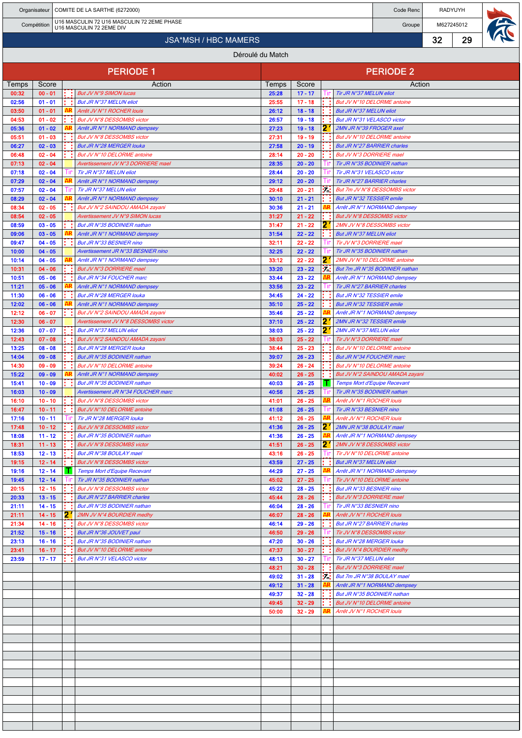| Organisateur | COMITE DE LA SARTHE (6272000) | Code Renc | RADYUYH |
|---|---|---|---|
| Compétition | U16 MASCULIN 72 U16 MASCULIN 72 2EME PHASE<br>U16 MASCULIN 72 2EME DIV | Groupe | M627245012 |

## JSA*MSH / HBC MAMERS — 32 | 29

### Déroulé du Match

#### PERIODE 1

| Temps | Score | | Action |
|---|---|---|---|
| 00:32 | 00 - 01 | | But JV N°9 SIMON lucas |
| 02:56 | 01 - 01 | | But JR N°37 MELUN eliot |
| 03:50 | 01 - 01 | AR | Arrêt JV N°1 ROCHER louis |
| 04:53 | 01 - 02 | | But JV N°8 DESSOMBS victor |
| 05:36 | 01 - 02 | AR | Arrêt JR N°1 NORMAND dempsey |
| 05:51 | 01 - 03 | | But JV N°8 DESSOMBS victor |
| 06:27 | 02 - 03 | | But JR N°28 MERGER louka |
| 06:48 | 02 - 04 | | But JV N°10 DELORME antoine |
| 07:13 | 02 - 04 | | Avertissement JV N°3 DORRIERE mael |
| 07:18 | 02 - 04 | Tir | Tir JR N°37 MELUN eliot |
| 07:29 | 02 - 04 | AR | Arrêt JR N°1 NORMAND dempsey |
| 07:57 | 02 - 04 | Tir | Tir JR N°37 MELUN eliot |
| 08:29 | 02 - 04 | AR | Arrêt JR N°1 NORMAND dempsey |
| 08:34 | 02 - 05 | | But JV N°2 SAINDOU AMADA zayani |
| 08:54 | 02 - 05 | | Avertissement JV N°9 SIMON lucas |
| 08:59 | 03 - 05 | | But JR N°35 BODINIER nathan |
| 09:06 | 03 - 05 | AR | Arrêt JR N°1 NORMAND dempsey |
| 09:47 | 04 - 05 | | But JR N°33 BESNIER nino |
| 10:00 | 04 - 05 | | Avertissement JR N°33 BESNIER nino |
| 10:14 | 04 - 05 | AR | Arrêt JR N°1 NORMAND dempsey |
| 10:31 | 04 - 06 | | But JV N°3 DORRIERE mael |
| 10:51 | 05 - 06 | | But JR N°34 FOUCHER marc |
| 11:21 | 05 - 06 | AR | Arrêt JR N°1 NORMAND dempsey |
| 11:30 | 06 - 06 | | But JR N°28 MERGER louka |
| 12:02 | 06 - 06 | AR | Arrêt JR N°1 NORMAND dempsey |
| 12:12 | 06 - 07 | | But JV N°2 SAINDOU AMADA zayani |
| 12:30 | 06 - 07 | | Avertissement JV N°8 DESSOMBS victor |
| 12:36 | 07 - 07 | | But JR N°37 MELUN eliot |
| 12:43 | 07 - 08 | | But JV N°2 SAINDOU AMADA zayani |
| 13:25 | 08 - 08 | | But JR N°28 MERGER louka |
| 14:04 | 09 - 08 | | But JR N°35 BODINIER nathan |
| 14:30 | 09 - 09 | | But JV N°10 DELORME antoine |
| 15:22 | 09 - 09 | AR | Arrêt JR N°1 NORMAND dempsey |
| 15:41 | 10 - 09 | | But JR N°35 BODINIER nathan |
| 16:03 | 10 - 09 | | Avertissement JR N°34 FOUCHER marc |
| 16:10 | 10 - 10 | | But JV N°8 DESSOMBS victor |
| 16:47 | 10 - 11 | | But JV N°10 DELORME antoine |
| 17:16 | 10 - 11 | Tir | Tir JR N°28 MERGER louka |
| 17:48 | 10 - 12 | | But JV N°8 DESSOMBS victor |
| 18:08 | 11 - 12 | | But JR N°35 BODINIER nathan |
| 18:31 | 11 - 13 | | But JV N°8 DESSOMBS victor |
| 18:53 | 12 - 13 | | But JR N°38 BOULAY mael |
| 19:15 | 12 - 14 | | But JV N°8 DESSOMBS victor |
| 19:16 | 12 - 14 | T | Temps Mort d'Equipe Recevant |
| 19:45 | 12 - 14 | Tir | Tir JR N°35 BODINIER nathan |
| 20:15 | 12 - 15 | | But JV N°8 DESSOMBS victor |
| 20:33 | 13 - 15 | | But JR N°27 BARRIER charles |
| 21:11 | 14 - 15 | | But JR N°35 BODINIER nathan |
| 21:11 | 14 - 15 | 2' | 2MN JV N°4 BOURDIER medhy |
| 21:34 | 14 - 16 | | But JV N°8 DESSOMBS victor |
| 21:52 | 15 - 16 | | But JR N°36 JOUVET paul |
| 23:13 | 16 - 16 | | But JR N°35 BODINIER nathan |
| 23:41 | 16 - 17 | | But JV N°10 DELORME antoine |
| 23:59 | 17 - 17 | | But JR N°31 VELASCO victor |

#### PERIODE 2

| Temps | Score | | Action |
|---|---|---|---|
| 25:28 | 17 - 17 | Tir | Tir JR N°37 MELUN eliot |
| 25:55 | 17 - 18 | | But JV N°10 DELORME antoine |
| 26:12 | 18 - 18 | | But JR N°37 MELUN eliot |
| 26:57 | 19 - 18 | | But JR N°31 VELASCO victor |
| 27:23 | 19 - 18 | 2' | 2MN JR N°39 FROGER axel |
| 27:31 | 19 - 19 | | But JV N°10 DELORME antoine |
| 27:58 | 20 - 19 | | But JR N°27 BARRIER charles |
| 28:14 | 20 - 20 | | But JV N°3 DORRIERE mael |
| 28:35 | 20 - 20 | Tir | Tir JR N°35 BODINIER nathan |
| 28:44 | 20 - 20 | Tir | Tir JR N°31 VELASCO victor |
| 29:12 | 20 - 20 | Tir | Tir JR N°27 BARRIER charles |
| 29:48 | 20 - 21 | 7m | But 7m JV N°8 DESSOMBS victor |
| 30:10 | 21 - 21 | | But JR N°32 TESSIER emile |
| 30:36 | 21 - 21 | AR | Arrêt JR N°1 NORMAND dempsey |
| 31:27 | 21 - 22 | | But JV N°8 DESSOMBS victor |
| 31:47 | 21 - 22 | 2' | 2MN JV N°8 DESSOMBS victor |
| 31:54 | 22 - 22 | | But JR N°37 MELUN eliot |
| 32:11 | 22 - 22 | Tir | Tir JV N°3 DORRIERE mael |
| 32:25 | 22 - 22 | Tir | Tir JR N°35 BODINIER nathan |
| 33:12 | 22 - 22 | 2' | 2MN JV N°10 DELORME antoine |
| 33:20 | 23 - 22 | 7m | But 7m JR N°35 BODINIER nathan |
| 33:44 | 23 - 22 | AR | Arrêt JR N°1 NORMAND dempsey |
| 33:56 | 23 - 22 | Tir | Tir JR N°27 BARRIER charles |
| 34:45 | 24 - 22 | | But JR N°32 TESSIER emile |
| 35:10 | 25 - 22 | | But JR N°32 TESSIER emile |
| 35:46 | 25 - 22 | AR | Arrêt JR N°1 NORMAND dempsey |
| 37:10 | 25 - 22 | 2' | 2MN JR N°32 TESSIER emile |
| 38:03 | 25 - 22 | 2' | 2MN JR N°37 MELUN eliot |
| 38:03 | 25 - 22 | Tir | Tir JV N°3 DORRIERE mael |
| 38:44 | 25 - 23 | | But JV N°10 DELORME antoine |
| 39:07 | 26 - 23 | | But JR N°34 FOUCHER marc |
| 39:24 | 26 - 24 | | But JV N°10 DELORME antoine |
| 40:02 | 26 - 25 | | But JV N°2 SAINDOU AMADA zayani |
| 40:03 | 26 - 25 | T | Temps Mort d'Equipe Recevant |
| 40:56 | 26 - 25 | Tir | Tir JR N°35 BODINIER nathan |
| 41:01 | 26 - 25 | AR | Arrêt JV N°1 ROCHER louis |
| 41:08 | 26 - 25 | Tir | Tir JR N°33 BESNIER nino |
| 41:12 | 26 - 25 | AR | Arrêt JV N°1 ROCHER louis |
| 41:36 | 26 - 25 | 2' | 2MN JR N°38 BOULAY mael |
| 41:36 | 26 - 25 | AR | Arrêt JR N°1 NORMAND dempsey |
| 41:51 | 26 - 25 | 2' | 2MN JV N°8 DESSOMBS victor |
| 43:16 | 26 - 25 | Tir | Tir JV N°10 DELORME antoine |
| 43:59 | 27 - 25 | | But JR N°37 MELUN eliot |
| 44:29 | 27 - 25 | AR | Arrêt JR N°1 NORMAND dempsey |
| 45:02 | 27 - 25 | Tir | Tir JV N°10 DELORME antoine |
| 45:22 | 28 - 25 | | But JR N°33 BESNIER nino |
| 45:44 | 28 - 26 | | But JV N°3 DORRIERE mael |
| 46:04 | 28 - 26 | Tir | Tir JR N°33 BESNIER nino |
| 46:07 | 28 - 26 | AR | Arrêt JV N°1 ROCHER louis |
| 46:14 | 29 - 26 | | But JR N°27 BARRIER charles |
| 46:50 | 29 - 26 | Tir | Tir JV N°8 DESSOMBS victor |
| 47:20 | 30 - 26 | | But JR N°28 MERGER louka |
| 47:37 | 30 - 27 | | But JV N°4 BOURDIER medhy |
| 48:13 | 30 - 27 | Tir | Tir JR N°37 MELUN eliot |
| 48:21 | 30 - 28 | | But JV N°3 DORRIERE mael |
| 49:02 | 31 - 28 | 7m | But 7m JR N°38 BOULAY mael |
| 49:12 | 31 - 28 | AR | Arrêt JR N°1 NORMAND dempsey |
| 49:37 | 32 - 28 | | But JR N°35 BODINIER nathan |
| 49:45 | 32 - 29 | | But JV N°10 DELORME antoine |
| 50:00 | 32 - 29 | AR | Arrêt JV N°1 ROCHER louis |